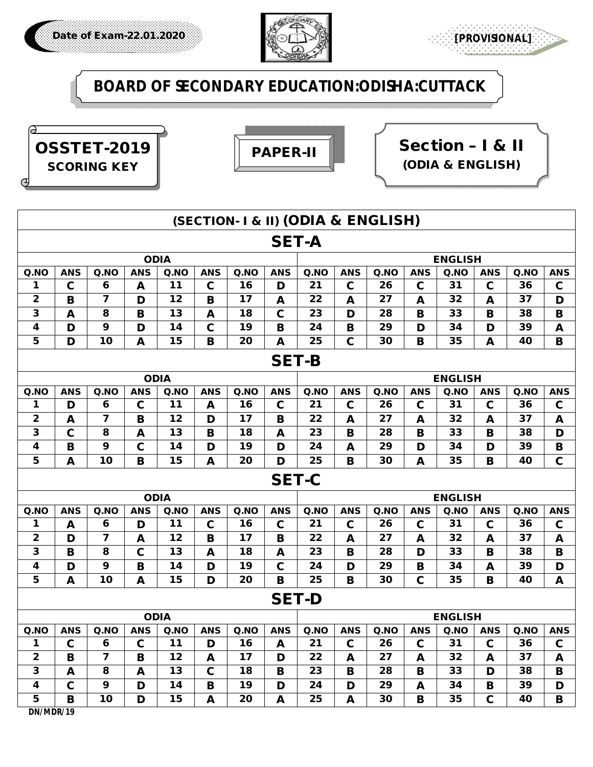Date of Exam-22.01.2020

[PROVISIONAL]

# BOARD OF SECONDARY EDUCATION:ODISHA:CUTTACK

**OSSTET-2019**
**SCORING KEY**

**PAPER-II**

**Section – I & II**
**(ODIA & ENGLISH)**

## (SECTION- I & II) (ODIA & ENGLISH)

### SET-A

| ODIA | | | | | | | | ENGLISH | | | | | | | |
|---|---|---|---|---|---|---|---|---|---|---|---|---|---|---|---|
| Q.NO | ANS | Q.NO | ANS | Q.NO | ANS | Q.NO | ANS | Q.NO | ANS | Q.NO | ANS | Q.NO | ANS | Q.NO | ANS |
| 1 | C | 6 | A | 11 | C | 16 | D | 21 | C | 26 | C | 31 | C | 36 | C |
| 2 | B | 7 | D | 12 | B | 17 | A | 22 | A | 27 | A | 32 | A | 37 | D |
| 3 | A | 8 | B | 13 | A | 18 | C | 23 | D | 28 | B | 33 | B | 38 | B |
| 4 | D | 9 | D | 14 | C | 19 | B | 24 | B | 29 | D | 34 | D | 39 | A |
| 5 | D | 10 | A | 15 | B | 20 | A | 25 | C | 30 | B | 35 | A | 40 | B |

### SET-B

| ODIA | | | | | | | | ENGLISH | | | | | | | |
|---|---|---|---|---|---|---|---|---|---|---|---|---|---|---|---|
| Q.NO | ANS | Q.NO | ANS | Q.NO | ANS | Q.NO | ANS | Q.NO | ANS | Q.NO | ANS | Q.NO | ANS | Q.NO | ANS |
| 1 | D | 6 | C | 11 | A | 16 | C | 21 | C | 26 | C | 31 | C | 36 | C |
| 2 | A | 7 | B | 12 | D | 17 | B | 22 | A | 27 | A | 32 | A | 37 | A |
| 3 | C | 8 | A | 13 | B | 18 | A | 23 | B | 28 | B | 33 | B | 38 | D |
| 4 | B | 9 | C | 14 | D | 19 | D | 24 | A | 29 | D | 34 | D | 39 | B |
| 5 | A | 10 | B | 15 | A | 20 | D | 25 | B | 30 | A | 35 | B | 40 | C |

### SET-C

| ODIA | | | | | | | | ENGLISH | | | | | | | |
|---|---|---|---|---|---|---|---|---|---|---|---|---|---|---|---|
| Q.NO | ANS | Q.NO | ANS | Q.NO | ANS | Q.NO | ANS | Q.NO | ANS | Q.NO | ANS | Q.NO | ANS | Q.NO | ANS |
| 1 | A | 6 | D | 11 | C | 16 | C | 21 | C | 26 | C | 31 | C | 36 | C |
| 2 | D | 7 | A | 12 | B | 17 | B | 22 | A | 27 | A | 32 | A | 37 | A |
| 3 | B | 8 | C | 13 | A | 18 | A | 23 | B | 28 | D | 33 | B | 38 | B |
| 4 | D | 9 | B | 14 | D | 19 | C | 24 | D | 29 | B | 34 | A | 39 | D |
| 5 | A | 10 | A | 15 | D | 20 | B | 25 | B | 30 | C | 35 | B | 40 | A |

### SET-D

| ODIA | | | | | | | | ENGLISH | | | | | | | |
|---|---|---|---|---|---|---|---|---|---|---|---|---|---|---|---|
| Q.NO | ANS | Q.NO | ANS | Q.NO | ANS | Q.NO | ANS | Q.NO | ANS | Q.NO | ANS | Q.NO | ANS | Q.NO | ANS |
| 1 | C | 6 | C | 11 | D | 16 | A | 21 | C | 26 | C | 31 | C | 36 | C |
| 2 | B | 7 | B | 12 | A | 17 | D | 22 | A | 27 | A | 32 | A | 37 | A |
| 3 | A | 8 | A | 13 | C | 18 | B | 23 | B | 28 | B | 33 | D | 38 | B |
| 4 | C | 9 | D | 14 | B | 19 | D | 24 | D | 29 | A | 34 | B | 39 | D |
| 5 | B | 10 | D | 15 | A | 20 | A | 25 | A | 30 | B | 35 | C | 40 | B |

DN/MDR/19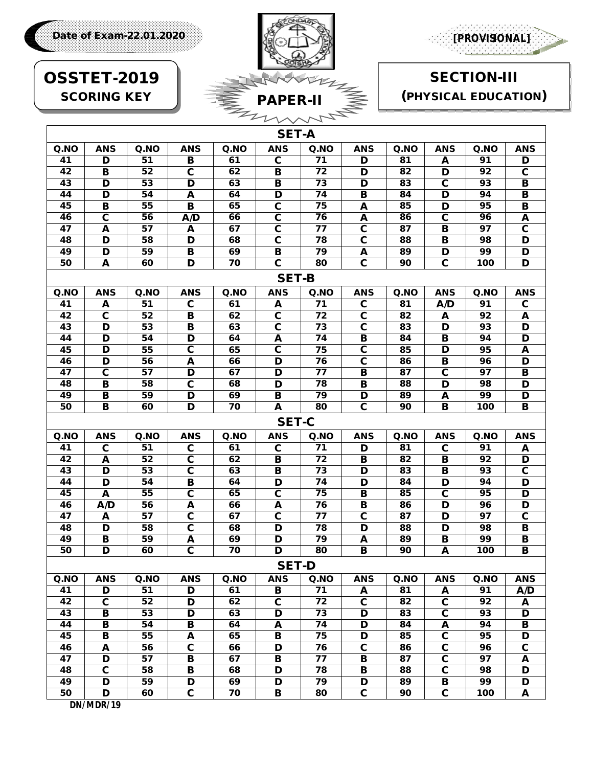Date of Exam-22.01.2020

[PROVISIONAL]

# OSSTET-2019

## SCORING KEY

## PAPER-II

## SECTION-III (PHYSICAL EDUCATION)

### SET-A

| Q.NO | ANS | Q.NO | ANS | Q.NO | ANS | Q.NO | ANS | Q.NO | ANS | Q.NO | ANS |
|---|---|---|---|---|---|---|---|---|---|---|---|
| 41 | D | 51 | B | 61 | C | 71 | D | 81 | A | 91 | D |
| 42 | B | 52 | C | 62 | B | 72 | D | 82 | D | 92 | C |
| 43 | D | 53 | D | 63 | B | 73 | D | 83 | C | 93 | B |
| 44 | D | 54 | A | 64 | D | 74 | B | 84 | D | 94 | B |
| 45 | B | 55 | B | 65 | C | 75 | A | 85 | D | 95 | B |
| 46 | C | 56 | A/D | 66 | C | 76 | A | 86 | C | 96 | A |
| 47 | A | 57 | A | 67 | C | 77 | C | 87 | B | 97 | C |
| 48 | D | 58 | D | 68 | C | 78 | C | 88 | B | 98 | D |
| 49 | D | 59 | B | 69 | B | 79 | A | 89 | D | 99 | D |
| 50 | A | 60 | D | 70 | C | 80 | C | 90 | C | 100 | D |

### SET-B

| Q.NO | ANS | Q.NO | ANS | Q.NO | ANS | Q.NO | ANS | Q.NO | ANS | Q.NO | ANS |
|---|---|---|---|---|---|---|---|---|---|---|---|
| 41 | A | 51 | C | 61 | A | 71 | C | 81 | A/D | 91 | C |
| 42 | C | 52 | B | 62 | C | 72 | C | 82 | A | 92 | A |
| 43 | D | 53 | B | 63 | C | 73 | C | 83 | D | 93 | D |
| 44 | D | 54 | D | 64 | A | 74 | B | 84 | B | 94 | D |
| 45 | D | 55 | C | 65 | C | 75 | C | 85 | D | 95 | A |
| 46 | D | 56 | A | 66 | D | 76 | C | 86 | B | 96 | D |
| 47 | C | 57 | D | 67 | D | 77 | B | 87 | C | 97 | B |
| 48 | B | 58 | C | 68 | D | 78 | B | 88 | D | 98 | D |
| 49 | B | 59 | D | 69 | B | 79 | D | 89 | A | 99 | D |
| 50 | B | 60 | D | 70 | A | 80 | C | 90 | B | 100 | B |

### SET-C

| Q.NO | ANS | Q.NO | ANS | Q.NO | ANS | Q.NO | ANS | Q.NO | ANS | Q.NO | ANS |
|---|---|---|---|---|---|---|---|---|---|---|---|
| 41 | C | 51 | C | 61 | C | 71 | D | 81 | C | 91 | A |
| 42 | A | 52 | C | 62 | B | 72 | B | 82 | B | 92 | D |
| 43 | D | 53 | C | 63 | B | 73 | D | 83 | B | 93 | C |
| 44 | D | 54 | B | 64 | D | 74 | D | 84 | D | 94 | D |
| 45 | A | 55 | C | 65 | C | 75 | B | 85 | C | 95 | D |
| 46 | A/D | 56 | A | 66 | A | 76 | B | 86 | D | 96 | D |
| 47 | A | 57 | C | 67 | C | 77 | C | 87 | D | 97 | C |
| 48 | D | 58 | C | 68 | D | 78 | D | 88 | D | 98 | B |
| 49 | B | 59 | A | 69 | D | 79 | A | 89 | B | 99 | B |
| 50 | D | 60 | C | 70 | D | 80 | B | 90 | A | 100 | B |

### SET-D

| Q.NO | ANS | Q.NO | ANS | Q.NO | ANS | Q.NO | ANS | Q.NO | ANS | Q.NO | ANS |
|---|---|---|---|---|---|---|---|---|---|---|---|
| 41 | D | 51 | D | 61 | B | 71 | A | 81 | A | 91 | A/D |
| 42 | C | 52 | D | 62 | C | 72 | C | 82 | C | 92 | A |
| 43 | B | 53 | D | 63 | D | 73 | D | 83 | C | 93 | D |
| 44 | B | 54 | B | 64 | A | 74 | D | 84 | A | 94 | B |
| 45 | B | 55 | A | 65 | B | 75 | D | 85 | C | 95 | D |
| 46 | A | 56 | C | 66 | D | 76 | C | 86 | C | 96 | C |
| 47 | D | 57 | B | 67 | B | 77 | B | 87 | C | 97 | A |
| 48 | C | 58 | B | 68 | D | 78 | B | 88 | C | 98 | D |
| 49 | D | 59 | D | 69 | D | 79 | D | 89 | B | 99 | D |
| 50 | D | 60 | C | 70 | B | 80 | C | 90 | C | 100 | A |

DN/MDR/19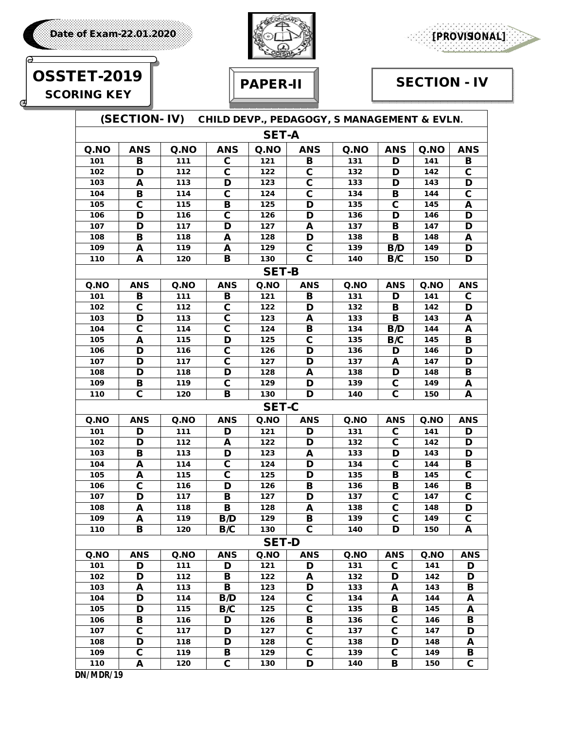Date of Exam-22.01.2020

[PROVISIONAL]

# OSSTET-2019 SCORING KEY

## PAPER-II

## SECTION - IV

### (SECTION- IV) CHILD DEVP., PEDAGOGY, S MANAGEMENT & EVLN.

### SET-A

| Q.NO | ANS | Q.NO | ANS | Q.NO | ANS | Q.NO | ANS | Q.NO | ANS |
|---|---|---|---|---|---|---|---|---|---|
| 101 | B | 111 | C | 121 | B | 131 | D | 141 | B |
| 102 | D | 112 | C | 122 | C | 132 | D | 142 | C |
| 103 | A | 113 | D | 123 | C | 133 | D | 143 | D |
| 104 | B | 114 | C | 124 | C | 134 | B | 144 | C |
| 105 | C | 115 | B | 125 | D | 135 | C | 145 | A |
| 106 | D | 116 | C | 126 | D | 136 | D | 146 | D |
| 107 | D | 117 | D | 127 | A | 137 | B | 147 | D |
| 108 | B | 118 | A | 128 | D | 138 | B | 148 | A |
| 109 | A | 119 | A | 129 | C | 139 | B/D | 149 | D |
| 110 | A | 120 | B | 130 | C | 140 | B/C | 150 | D |

### SET-B

| Q.NO | ANS | Q.NO | ANS | Q.NO | ANS | Q.NO | ANS | Q.NO | ANS |
|---|---|---|---|---|---|---|---|---|---|
| 101 | B | 111 | B | 121 | B | 131 | D | 141 | C |
| 102 | C | 112 | C | 122 | D | 132 | B | 142 | D |
| 103 | D | 113 | C | 123 | A | 133 | B | 143 | A |
| 104 | C | 114 | C | 124 | B | 134 | B/D | 144 | A |
| 105 | A | 115 | D | 125 | C | 135 | B/C | 145 | B |
| 106 | D | 116 | C | 126 | D | 136 | D | 146 | D |
| 107 | D | 117 | C | 127 | D | 137 | A | 147 | D |
| 108 | D | 118 | D | 128 | A | 138 | D | 148 | B |
| 109 | B | 119 | C | 129 | D | 139 | C | 149 | A |
| 110 | C | 120 | B | 130 | D | 140 | C | 150 | A |

### SET-C

| Q.NO | ANS | Q.NO | ANS | Q.NO | ANS | Q.NO | ANS | Q.NO | ANS |
|---|---|---|---|---|---|---|---|---|---|
| 101 | D | 111 | D | 121 | D | 131 | C | 141 | D |
| 102 | D | 112 | A | 122 | D | 132 | C | 142 | D |
| 103 | B | 113 | D | 123 | A | 133 | D | 143 | D |
| 104 | A | 114 | C | 124 | D | 134 | C | 144 | B |
| 105 | A | 115 | C | 125 | D | 135 | B | 145 | C |
| 106 | C | 116 | D | 126 | B | 136 | B | 146 | B |
| 107 | D | 117 | B | 127 | D | 137 | C | 147 | C |
| 108 | A | 118 | B | 128 | A | 138 | C | 148 | D |
| 109 | A | 119 | B/D | 129 | B | 139 | C | 149 | C |
| 110 | B | 120 | B/C | 130 | C | 140 | D | 150 | A |

### SET-D

| Q.NO | ANS | Q.NO | ANS | Q.NO | ANS | Q.NO | ANS | Q.NO | ANS |
|---|---|---|---|---|---|---|---|---|---|
| 101 | D | 111 | D | 121 | D | 131 | C | 141 | D |
| 102 | D | 112 | B | 122 | A | 132 | D | 142 | D |
| 103 | A | 113 | B | 123 | D | 133 | A | 143 | B |
| 104 | D | 114 | B/D | 124 | C | 134 | A | 144 | A |
| 105 | D | 115 | B/C | 125 | C | 135 | B | 145 | A |
| 106 | B | 116 | D | 126 | B | 136 | C | 146 | B |
| 107 | C | 117 | D | 127 | C | 137 | C | 147 | D |
| 108 | D | 118 | D | 128 | C | 138 | D | 148 | A |
| 109 | C | 119 | B | 129 | C | 139 | C | 149 | B |
| 110 | A | 120 | C | 130 | D | 140 | B | 150 | C |

DN/MDR/19